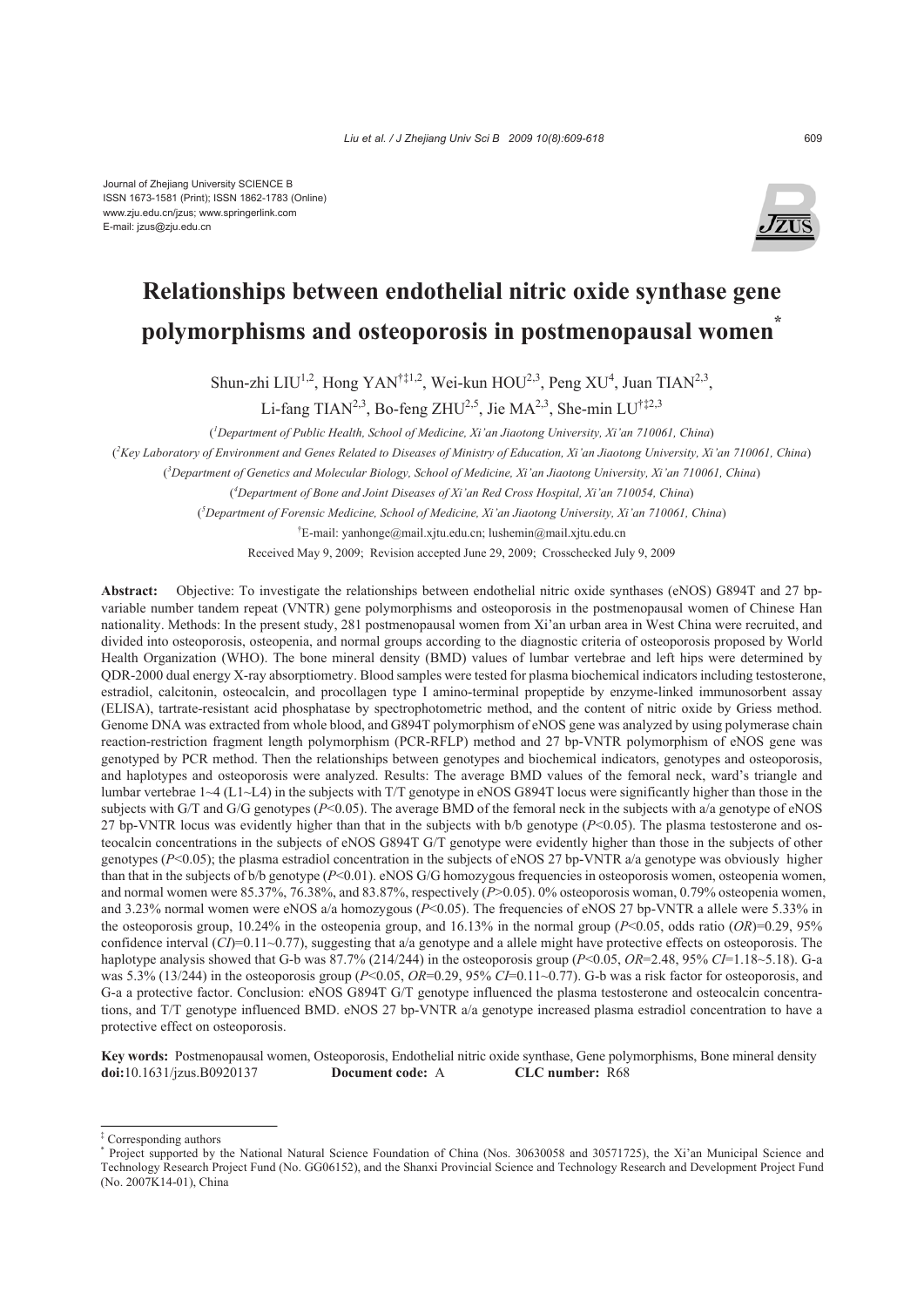Journal of Zhejiang University SCIENCE B
ISSN 1673-1581 (Print); ISSN 1862-1783 (Online)
www.zju.edu.cn/jzus; www.springerlink.com
E-mail: jzus@zju.edu.cn

# Relationships between endothelial nitric oxide synthase gene polymorphisms and osteoporosis in postmenopausal women*

Shun-zhi LIU[1,2], Hong YAN[†‡1,2], Wei-kun HOU[2,3], Peng XU[4], Juan TIAN[2,3], Li-fang TIAN[2,3], Bo-feng ZHU[2,5], Jie MA[2,3], She-min LU[†‡2,3]

([1]Department of Public Health, School of Medicine, Xi'an Jiaotong University, Xi'an 710061, China)

([2]Key Laboratory of Environment and Genes Related to Diseases of Ministry of Education, Xi'an Jiaotong University, Xi'an 710061, China)

([3]Department of Genetics and Molecular Biology, School of Medicine, Xi'an Jiaotong University, Xi'an 710061, China)

([4]Department of Bone and Joint Diseases of Xi'an Red Cross Hospital, Xi'an 710054, China)

([5]Department of Forensic Medicine, School of Medicine, Xi'an Jiaotong University, Xi'an 710061, China)

[†]E-mail: yanhonge@mail.xjtu.edu.cn; lushemin@mail.xjtu.edu.cn

Received May 9, 2009; Revision accepted June 29, 2009; Crosschecked July 9, 2009

**Abstract:** Objective: To investigate the relationships between endothelial nitric oxide synthases (eNOS) G894T and 27 bp-variable number tandem repeat (VNTR) gene polymorphisms and osteoporosis in the postmenopausal women of Chinese Han nationality. Methods: In the present study, 281 postmenopausal women from Xi'an urban area in West China were recruited, and divided into osteoporosis, osteopenia, and normal groups according to the diagnostic criteria of osteoporosis proposed by World Health Organization (WHO). The bone mineral density (BMD) values of lumbar vertebrae and left hips were determined by QDR-2000 dual energy X-ray absorptiometry. Blood samples were tested for plasma biochemical indicators including testosterone, estradiol, calcitonin, osteocalcin, and procollagen type I amino-terminal propeptide by enzyme-linked immunosorbent assay (ELISA), tartrate-resistant acid phosphatase by spectrophotometric method, and the content of nitric oxide by Griess method. Genome DNA was extracted from whole blood, and G894T polymorphism of eNOS gene was analyzed by using polymerase chain reaction-restriction fragment length polymorphism (PCR-RFLP) method and 27 bp-VNTR polymorphism of eNOS gene was genotyped by PCR method. Then the relationships between genotypes and biochemical indicators, genotypes and osteoporosis, and haplotypes and osteoporosis were analyzed. Results: The average BMD values of the femoral neck, ward's triangle and lumbar vertebrae 1~4 (L1~L4) in the subjects with T/T genotype in eNOS G894T locus were significantly higher than those in the subjects with G/T and G/G genotypes ($P<0.05$). The average BMD of the femoral neck in the subjects with a/a genotype of eNOS 27 bp-VNTR locus was evidently higher than that in the subjects with b/b genotype ($P<0.05$). The plasma testosterone and osteocalcin concentrations in the subjects of eNOS G894T G/T genotype were evidently higher than those in the subjects of other genotypes ($P<0.05$); the plasma estradiol concentration in the subjects of eNOS 27 bp-VNTR a/a genotype was obviously higher than that in the subjects of b/b genotype ($P<0.01$). eNOS G/G homozygous frequencies in osteoporosis women, osteopenia women, and normal women were 85.37%, 76.38%, and 83.87%, respectively ($P>0.05$). 0% osteoporosis woman, 0.79% osteopenia women, and 3.23% normal women were eNOS a/a homozygous ($P<0.05$). The frequencies of eNOS 27 bp-VNTR a allele were 5.33% in the osteoporosis group, 10.24% in the osteopenia group, and 16.13% in the normal group ($P<0.05$, odds ratio ($OR$)=0.29, 95% confidence interval ($CI$)=0.11~0.77), suggesting that a/a genotype and a allele might have protective effects on osteoporosis. The haplotype analysis showed that G-b was 87.7% (214/244) in the osteoporosis group ($P<0.05$, $OR$=2.48, 95% $CI$=1.18~5.18). G-a was 5.3% (13/244) in the osteoporosis group ($P<0.05$, $OR$=0.29, 95% $CI$=0.11~0.77). G-b was a risk factor for osteoporosis, and G-a a protective factor. Conclusion: eNOS G894T G/T genotype influenced the plasma testosterone and osteocalcin concentrations, and T/T genotype influenced BMD. eNOS 27 bp-VNTR a/a genotype increased plasma estradiol concentration to have a protective effect on osteoporosis.

**Key words:** Postmenopausal women, Osteoporosis, Endothelial nitric oxide synthase, Gene polymorphisms, Bone mineral density
**doi:**10.1631/jzus.B0920137 **Document code:** A **CLC number:** R68

---

‡ Corresponding authors

\* Project supported by the National Natural Science Foundation of China (Nos. 30630058 and 30571725), the Xi'an Municipal Science and Technology Research Project Fund (No. GG06152), and the Shanxi Provincial Science and Technology Research and Development Project Fund (No. 2007K14-01), China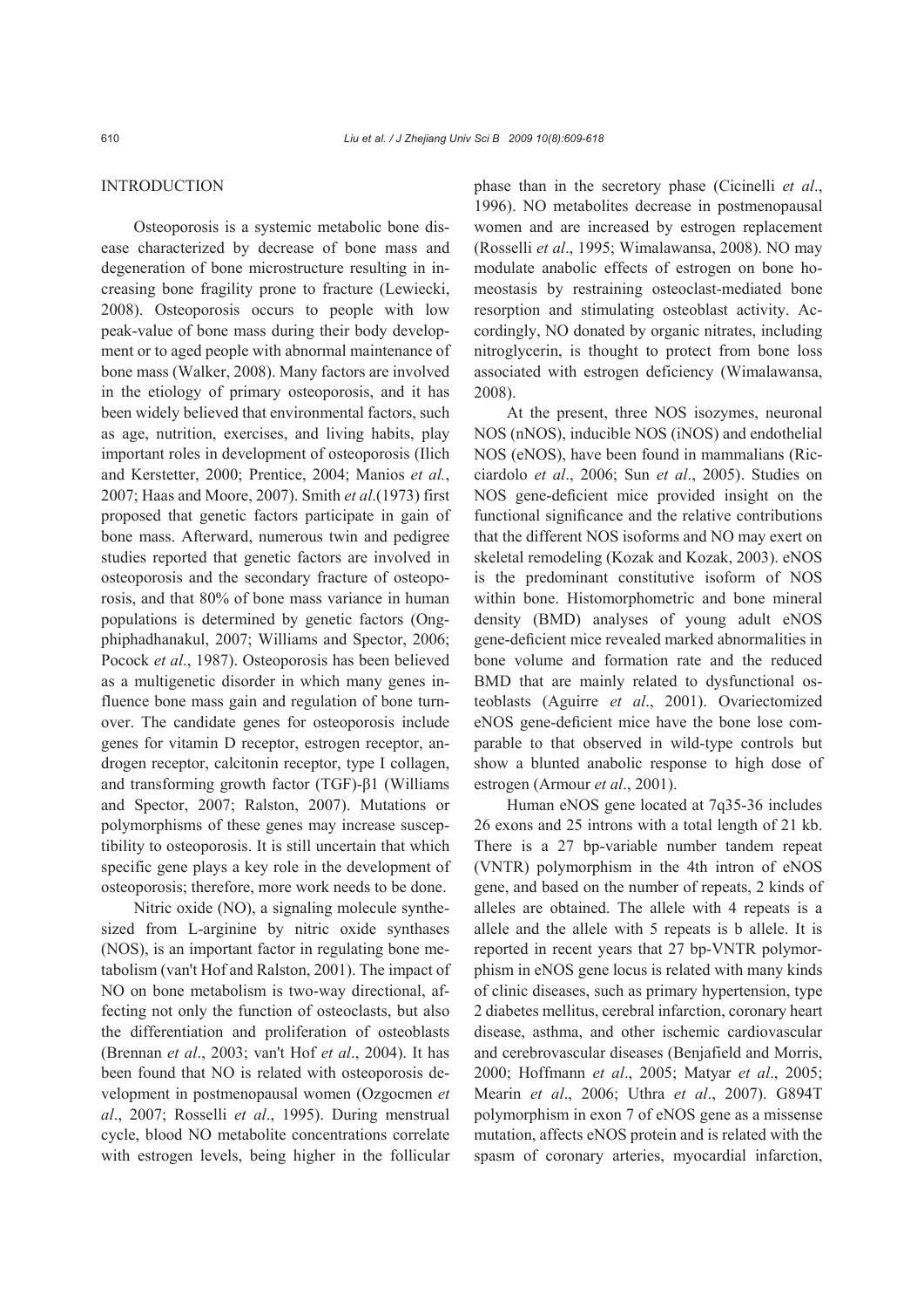## INTRODUCTION

Osteoporosis is a systemic metabolic bone disease characterized by decrease of bone mass and degeneration of bone microstructure resulting in increasing bone fragility prone to fracture (Lewiecki, 2008). Osteoporosis occurs to people with low peak-value of bone mass during their body development or to aged people with abnormal maintenance of bone mass (Walker, 2008). Many factors are involved in the etiology of primary osteoporosis, and it has been widely believed that environmental factors, such as age, nutrition, exercises, and living habits, play important roles in development of osteoporosis (Ilich and Kerstetter, 2000; Prentice, 2004; Manios *et al.*, 2007; Haas and Moore, 2007). Smith *et al.*(1973) first proposed that genetic factors participate in gain of bone mass. Afterward, numerous twin and pedigree studies reported that genetic factors are involved in osteoporosis and the secondary fracture of osteoporosis, and that 80% of bone mass variance in human populations is determined by genetic factors (Ongphiphadhanakul, 2007; Williams and Spector, 2006; Pocock *et al*., 1987). Osteoporosis has been believed as a multigenetic disorder in which many genes influence bone mass gain and regulation of bone turnover. The candidate genes for osteoporosis include genes for vitamin D receptor, estrogen receptor, androgen receptor, calcitonin receptor, type I collagen, and transforming growth factor (TGF)-β1 (Williams and Spector, 2007; Ralston, 2007). Mutations or polymorphisms of these genes may increase susceptibility to osteoporosis. It is still uncertain that which specific gene plays a key role in the development of osteoporosis; therefore, more work needs to be done.

Nitric oxide (NO), a signaling molecule synthesized from L-arginine by nitric oxide synthases (NOS), is an important factor in regulating bone metabolism (van't Hof and Ralston, 2001). The impact of NO on bone metabolism is two-way directional, affecting not only the function of osteoclasts, but also the differentiation and proliferation of osteoblasts (Brennan *et al*., 2003; van't Hof *et al*., 2004). It has been found that NO is related with osteoporosis development in postmenopausal women (Ozgocmen *et al*., 2007; Rosselli *et al*., 1995). During menstrual cycle, blood NO metabolite concentrations correlate with estrogen levels, being higher in the follicular phase than in the secretory phase (Cicinelli *et al*., 1996). NO metabolites decrease in postmenopausal women and are increased by estrogen replacement (Rosselli *et al*., 1995; Wimalawansa, 2008). NO may modulate anabolic effects of estrogen on bone homeostasis by restraining osteoclast-mediated bone resorption and stimulating osteoblast activity. Accordingly, NO donated by organic nitrates, including nitroglycerin, is thought to protect from bone loss associated with estrogen deficiency (Wimalawansa, 2008).

At the present, three NOS isozymes, neuronal NOS (nNOS), inducible NOS (iNOS) and endothelial NOS (eNOS), have been found in mammalians (Ricciardolo *et al*., 2006; Sun *et al*., 2005). Studies on NOS gene-deficient mice provided insight on the functional significance and the relative contributions that the different NOS isoforms and NO may exert on skeletal remodeling (Kozak and Kozak, 2003). eNOS is the predominant constitutive isoform of NOS within bone. Histomorphometric and bone mineral density (BMD) analyses of young adult eNOS gene-deficient mice revealed marked abnormalities in bone volume and formation rate and the reduced BMD that are mainly related to dysfunctional osteoblasts (Aguirre *et al*., 2001). Ovariectomized eNOS gene-deficient mice have the bone lose comparable to that observed in wild-type controls but show a blunted anabolic response to high dose of estrogen (Armour *et al*., 2001).

Human eNOS gene located at 7q35-36 includes 26 exons and 25 introns with a total length of 21 kb. There is a 27 bp-variable number tandem repeat (VNTR) polymorphism in the 4th intron of eNOS gene, and based on the number of repeats, 2 kinds of alleles are obtained. The allele with 4 repeats is a allele and the allele with 5 repeats is b allele. It is reported in recent years that 27 bp-VNTR polymorphism in eNOS gene locus is related with many kinds of clinic diseases, such as primary hypertension, type 2 diabetes mellitus, cerebral infarction, coronary heart disease, asthma, and other ischemic cardiovascular and cerebrovascular diseases (Benjafield and Morris, 2000; Hoffmann *et al*., 2005; Matyar *et al*., 2005; Mearin *et al*., 2006; Uthra *et al*., 2007). G894T polymorphism in exon 7 of eNOS gene as a missense mutation, affects eNOS protein and is related with the spasm of coronary arteries, myocardial infarction,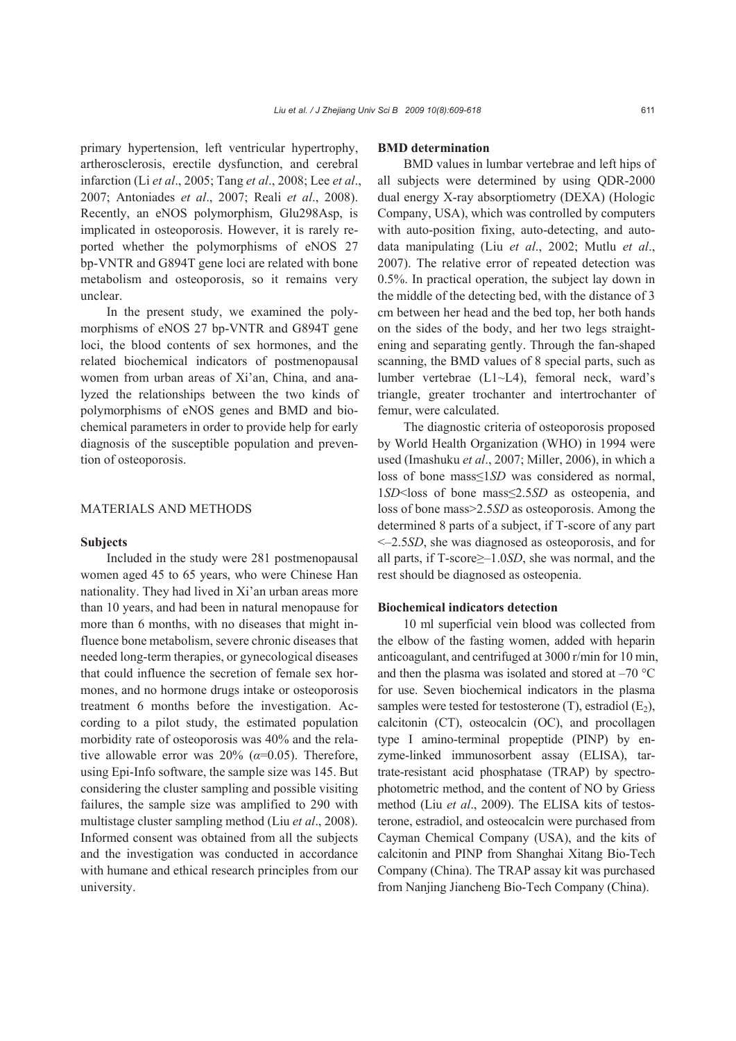primary hypertension, left ventricular hypertrophy, artherosclerosis, erectile dysfunction, and cerebral infarction (Li *et al*., 2005; Tang *et al*., 2008; Lee *et al*., 2007; Antoniades *et al*., 2007; Reali *et al*., 2008). Recently, an eNOS polymorphism, Glu298Asp, is implicated in osteoporosis. However, it is rarely reported whether the polymorphisms of eNOS 27 bp-VNTR and G894T gene loci are related with bone metabolism and osteoporosis, so it remains very unclear.

In the present study, we examined the polymorphisms of eNOS 27 bp-VNTR and G894T gene loci, the blood contents of sex hormones, and the related biochemical indicators of postmenopausal women from urban areas of Xi'an, China, and analyzed the relationships between the two kinds of polymorphisms of eNOS genes and BMD and biochemical parameters in order to provide help for early diagnosis of the susceptible population and prevention of osteoporosis.

## MATERIALS AND METHODS

### Subjects

Included in the study were 281 postmenopausal women aged 45 to 65 years, who were Chinese Han nationality. They had lived in Xi'an urban areas more than 10 years, and had been in natural menopause for more than 6 months, with no diseases that might influence bone metabolism, severe chronic diseases that needed long-term therapies, or gynecological diseases that could influence the secretion of female sex hormones, and no hormone drugs intake or osteoporosis treatment 6 months before the investigation. According to a pilot study, the estimated population morbidity rate of osteoporosis was 40% and the relative allowable error was 20% ($\alpha$=0.05). Therefore, using Epi-Info software, the sample size was 145. But considering the cluster sampling and possible visiting failures, the sample size was amplified to 290 with multistage cluster sampling method (Liu *et al*., 2008). Informed consent was obtained from all the subjects and the investigation was conducted in accordance with humane and ethical research principles from our university.

### BMD determination

BMD values in lumbar vertebrae and left hips of all subjects were determined by using QDR-2000 dual energy X-ray absorptiometry (DEXA) (Hologic Company, USA), which was controlled by computers with auto-position fixing, auto-detecting, and auto-data manipulating (Liu *et al*., 2002; Mutlu *et al*., 2007). The relative error of repeated detection was 0.5%. In practical operation, the subject lay down in the middle of the detecting bed, with the distance of 3 cm between her head and the bed top, her both hands on the sides of the body, and her two legs straightening and separating gently. Through the fan-shaped scanning, the BMD values of 8 special parts, such as lumber vertebrae (L1~L4), femoral neck, ward's triangle, greater trochanter and intertrochanter of femur, were calculated.

The diagnostic criteria of osteoporosis proposed by World Health Organization (WHO) in 1994 were used (Imashuku *et al*., 2007; Miller, 2006), in which a loss of bone mass≤1*SD* was considered as normal, 1*SD*<loss of bone mass≤2.5*SD* as osteopenia, and loss of bone mass>2.5*SD* as osteoporosis. Among the determined 8 parts of a subject, if T-score of any part <–2.5*SD*, she was diagnosed as osteoporosis, and for all parts, if T-score≥–1.0*SD*, she was normal, and the rest should be diagnosed as osteopenia.

### Biochemical indicators detection

10 ml superficial vein blood was collected from the elbow of the fasting women, added with heparin anticoagulant, and centrifuged at 3000 r/min for 10 min, and then the plasma was isolated and stored at –70 °C for use. Seven biochemical indicators in the plasma samples were tested for testosterone (T), estradiol ($E_2$), calcitonin (CT), osteocalcin (OC), and procollagen type I amino-terminal propeptide (PINP) by enzyme-linked immunosorbent assay (ELISA), tartrate-resistant acid phosphatase (TRAP) by spectrophotometric method, and the content of NO by Griess method (Liu *et al*., 2009). The ELISA kits of testosterone, estradiol, and osteocalcin were purchased from Cayman Chemical Company (USA), and the kits of calcitonin and PINP from Shanghai Xitang Bio-Tech Company (China). The TRAP assay kit was purchased from Nanjing Jiancheng Bio-Tech Company (China).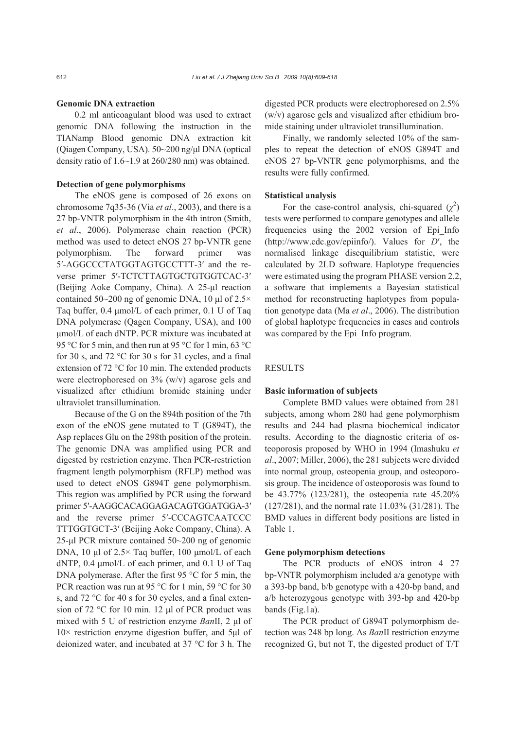**Genomic DNA extraction**

0.2 ml anticoagulant blood was used to extract genomic DNA following the instruction in the TIANamp Blood genomic DNA extraction kit (Qiagen Company, USA). 50~200 ng/μl DNA (optical density ratio of 1.6~1.9 at 260/280 nm) was obtained.

**Detection of gene polymorphisms**

The eNOS gene is composed of 26 exons on chromosome 7q35-36 (Via *et al*., 2003), and there is a 27 bp-VNTR polymorphism in the 4th intron (Smith, *et al*., 2006). Polymerase chain reaction (PCR) method was used to detect eNOS 27 bp-VNTR gene polymorphism. The forward primer was 5′-AGGCCCTATGGTAGTGCCTTT-3′ and the reverse primer 5′-TCTCTTAGTGCTGTGGTCAC-3′ (Beijing Aoke Company, China). A 25-μl reaction contained 50~200 ng of genomic DNA, 10 μl of 2.5× Taq buffer, 0.4 μmol/L of each primer, 0.1 U of Taq DNA polymerase (Qagen Company, USA), and 100 μmol/L of each dNTP. PCR mixture was incubated at 95 °C for 5 min, and then run at 95 °C for 1 min, 63 °C for 30 s, and 72 °C for 30 s for 31 cycles, and a final extension of 72 °C for 10 min. The extended products were electrophoresed on 3% (w/v) agarose gels and visualized after ethidium bromide staining under ultraviolet transillumination.

Because of the G on the 894th position of the 7th exon of the eNOS gene mutated to T (G894T), the Asp replaces Glu on the 298th position of the protein. The genomic DNA was amplified using PCR and digested by restriction enzyme. Then PCR-restriction fragment length polymorphism (RFLP) method was used to detect eNOS G894T gene polymorphism. This region was amplified by PCR using the forward primer 5′-AAGGCACAGGAGACAGTGGATGGA-3′ and the reverse primer 5′-CCCAGTCAATCCC TTTGGTGCT-3′ (Beijing Aoke Company, China). A 25-μl PCR mixture contained 50~200 ng of genomic DNA, 10 μl of 2.5× Taq buffer, 100 μmol/L of each dNTP, 0.4 μmol/L of each primer, and 0.1 U of Taq DNA polymerase. After the first 95 °C for 5 min, the PCR reaction was run at 95 °C for 1 min, 59 °C for 30 s, and 72 °C for 40 s for 30 cycles, and a final extension of 72 °C for 10 min. 12 μl of PCR product was mixed with 5 U of restriction enzyme *Ban*II, 2 μl of 10× restriction enzyme digestion buffer, and 5μl of deionized water, and incubated at 37 °C for 3 h. The digested PCR products were electrophoresed on 2.5% (w/v) agarose gels and visualized after ethidium bromide staining under ultraviolet transillumination.

Finally, we randomly selected 10% of the samples to repeat the detection of eNOS G894T and eNOS 27 bp-VNTR gene polymorphisms, and the results were fully confirmed.

**Statistical analysis**

For the case-control analysis, chi-squared ($\chi^2$) tests were performed to compare genotypes and allele frequencies using the 2002 version of Epi_Info (http://www.cdc.gov/epiinfo/). Values for $D'$, the normalised linkage disequilibrium statistic, were calculated by 2LD software. Haplotype frequencies were estimated using the program PHASE version 2.2, a software that implements a Bayesian statistical method for reconstructing haplotypes from population genotype data (Ma *et al*., 2006). The distribution of global haplotype frequencies in cases and controls was compared by the Epi_Info program.

## RESULTS

**Basic information of subjects**

Complete BMD values were obtained from 281 subjects, among whom 280 had gene polymorphism results and 244 had plasma biochemical indicator results. According to the diagnostic criteria of osteoporosis proposed by WHO in 1994 (Imashuku *et al*., 2007; Miller, 2006), the 281 subjects were divided into normal group, osteopenia group, and osteoporosis group. The incidence of osteoporosis was found to be 43.77% (123/281), the osteopenia rate 45.20% (127/281), and the normal rate 11.03% (31/281). The BMD values in different body positions are listed in Table 1.

**Gene polymorphism detections**

The PCR products of eNOS intron 4 27 bp-VNTR polymorphism included a/a genotype with a 393-bp band, b/b genotype with a 420-bp band, and a/b heterozygous genotype with 393-bp and 420-bp bands (Fig.1a).

The PCR product of G894T polymorphism detection was 248 bp long. As *Ban*II restriction enzyme recognized G, but not T, the digested product of T/T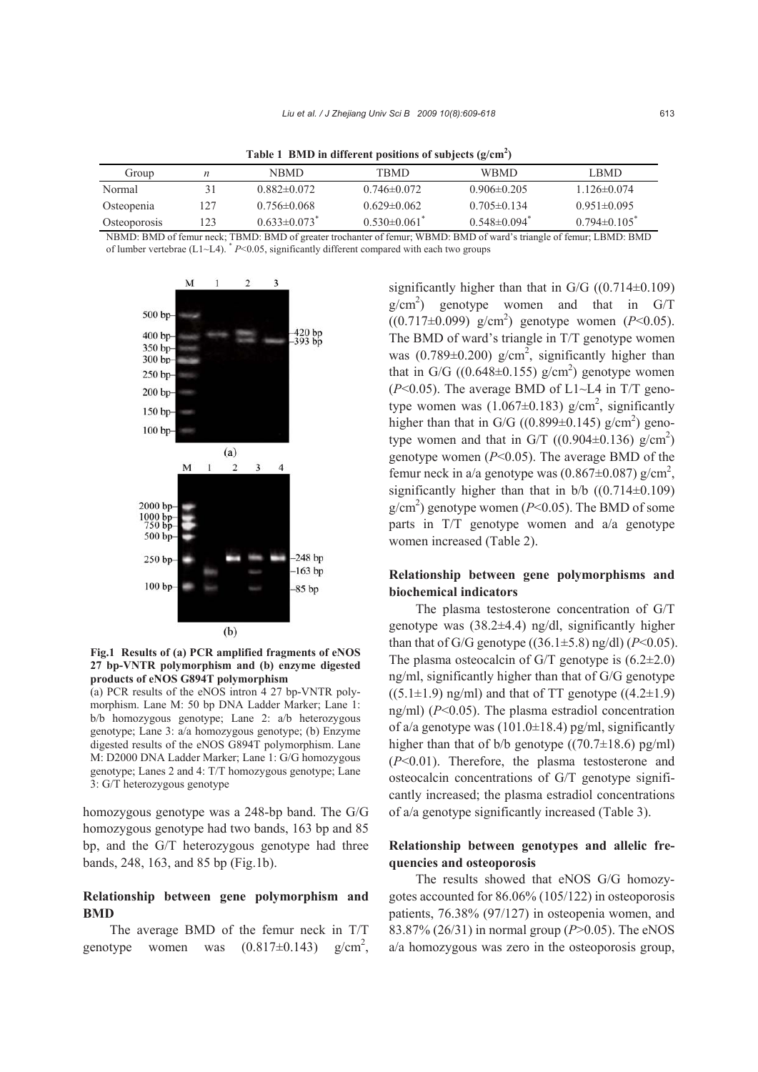**Table 1 BMD in different positions of subjects (g/cm$^2$)**

| Group | $n$ | NBMD | TBMD | WBMD | LBMD |
|---|---|---|---|---|---|
| Normal | 31 | 0.882±0.072 | 0.746±0.072 | 0.906±0.205 | 1.126±0.074 |
| Osteopenia | 127 | 0.756±0.068 | 0.629±0.062 | 0.705±0.134 | 0.951±0.095 |
| Osteoporosis | 123 | 0.633±0.073$^*$ | 0.530±0.061$^*$ | 0.548±0.094$^*$ | 0.794±0.105$^*$ |

NBMD: BMD of femur neck; TBMD: BMD of greater trochanter of femur; WBMD: BMD of ward's triangle of femur; LBMD: BMD of lumber vertebrae (L1~L4). $^*$ $P$<0.05, significantly different compared with each two groups

**Fig.1 Results of (a) PCR amplified fragments of eNOS 27 bp-VNTR polymorphism and (b) enzyme digested products of eNOS G894T polymorphism**

(a) PCR results of the eNOS intron 4 27 bp-VNTR polymorphism. Lane M: 50 bp DNA Ladder Marker; Lane 1: b/b homozygous genotype; Lane 2: a/b heterozygous genotype; Lane 3: a/a homozygous genotype; (b) Enzyme digested results of the eNOS G894T polymorphism. Lane M: D2000 DNA Ladder Marker; Lane 1: G/G homozygous genotype; Lanes 2 and 4: T/T homozygous genotype; Lane 3: G/T heterozygous genotype

homozygous genotype was a 248-bp band. The G/G homozygous genotype had two bands, 163 bp and 85 bp, and the G/T heterozygous genotype had three bands, 248, 163, and 85 bp (Fig.1b).

### Relationship between gene polymorphism and BMD

The average BMD of the femur neck in T/T genotype women was (0.817±0.143) g/cm$^2$, significantly higher than that in G/G ((0.714±0.109) g/cm$^2$) genotype women and that in G/T ((0.717±0.099) g/cm$^2$) genotype women ($P$<0.05). The BMD of ward's triangle in T/T genotype women was (0.789±0.200) g/cm$^2$, significantly higher than that in G/G ((0.648±0.155) g/cm$^2$) genotype women ($P$<0.05). The average BMD of L1~L4 in T/T genotype women was (1.067±0.183) g/cm$^2$, significantly higher than that in G/G ((0.899±0.145) g/cm$^2$) genotype women and that in G/T ((0.904±0.136) g/cm$^2$) genotype women ($P$<0.05). The average BMD of the femur neck in a/a genotype was (0.867±0.087) g/cm$^2$, significantly higher than that in b/b ((0.714±0.109) g/cm$^2$) genotype women ($P$<0.05). The BMD of some parts in T/T genotype women and a/a genotype women increased (Table 2).

### Relationship between gene polymorphisms and biochemical indicators

The plasma testosterone concentration of G/T genotype was (38.2±4.4) ng/dl, significantly higher than that of G/G genotype ((36.1±5.8) ng/dl) ($P$<0.05). The plasma osteocalcin of G/T genotype is (6.2±2.0) ng/ml, significantly higher than that of G/G genotype ((5.1±1.9) ng/ml) and that of TT genotype ((4.2±1.9) ng/ml) ($P$<0.05). The plasma estradiol concentration of a/a genotype was (101.0±18.4) pg/ml, significantly higher than that of b/b genotype ((70.7±18.6) pg/ml) ($P$<0.01). Therefore, the plasma testosterone and osteocalcin concentrations of G/T genotype significantly increased; the plasma estradiol concentrations of a/a genotype significantly increased (Table 3).

### Relationship between genotypes and allelic frequencies and osteoporosis

The results showed that eNOS G/G homozygotes accounted for 86.06% (105/122) in osteoporosis patients, 76.38% (97/127) in osteopenia women, and 83.87% (26/31) in normal group ($P$>0.05). The eNOS a/a homozygous was zero in the osteoporosis group,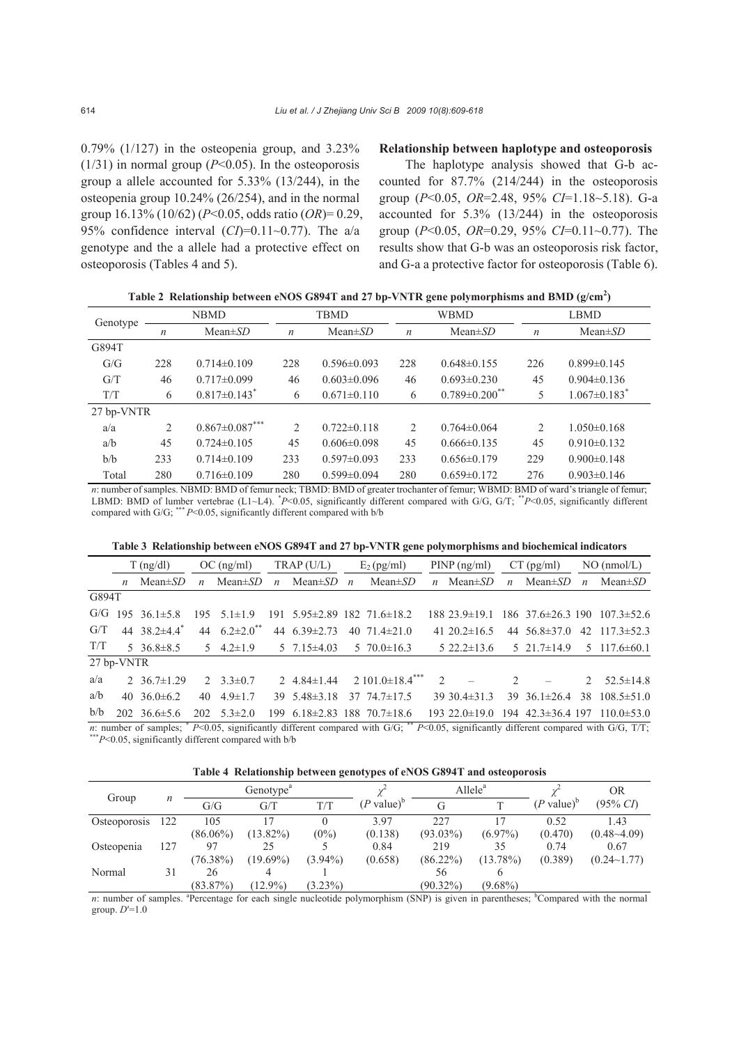0.79% (1/127) in the osteopenia group, and 3.23% (1/31) in normal group ($P<0.05$). In the osteoporosis group a allele accounted for 5.33% (13/244), in the osteopenia group 10.24% (26/254), and in the normal group 16.13% (10/62) ($P<0.05$, odds ratio ($OR$)= 0.29, 95% confidence interval ($CI$)=0.11~0.77). The a/a genotype and the a allele had a protective effect on osteoporosis (Tables 4 and 5).

### Relationship between haplotype and osteoporosis

The haplotype analysis showed that G-b accounted for 87.7% (214/244) in the osteoporosis group ($P<0.05$, $OR$=2.48, 95% $CI$=1.18~5.18). G-a accounted for 5.3% (13/244) in the osteoporosis group ($P<0.05$, $OR$=0.29, 95% $CI$=0.11~0.77). The results show that G-b was an osteoporosis risk factor, and G-a a protective factor for osteoporosis (Table 6).

**Table 2 Relationship between eNOS G894T and 27 bp-VNTR gene polymorphisms and BMD (g/cm$^2$)**

| Genotype | NBMD | | TBMD | | WBMD | | LBMD | |
|---|---|---|---|---|---|---|---|---|
| | $n$ | Mean±$SD$ | $n$ | Mean±$SD$ | $n$ | Mean±$SD$ | $n$ | Mean±$SD$ |
| G894T | | | | | | | | |
| G/G | 228 | 0.714±0.109 | 228 | 0.596±0.093 | 228 | 0.648±0.155 | 226 | 0.899±0.145 |
| G/T | 46 | 0.717±0.099 | 46 | 0.603±0.096 | 46 | 0.693±0.230 | 45 | 0.904±0.136 |
| T/T | 6 | 0.817±0.143$^*$ | 6 | 0.671±0.110 | 6 | 0.789±0.200$^{**}$ | 5 | 1.067±0.183$^*$ |
| 27 bp-VNTR | | | | | | | | |
| a/a | 2 | 0.867±0.087$^{***}$ | 2 | 0.722±0.118 | 2 | 0.764±0.064 | 2 | 1.050±0.168 |
| a/b | 45 | 0.724±0.105 | 45 | 0.606±0.098 | 45 | 0.666±0.135 | 45 | 0.910±0.132 |
| b/b | 233 | 0.714±0.109 | 233 | 0.597±0.093 | 233 | 0.656±0.179 | 229 | 0.900±0.148 |
| Total | 280 | 0.716±0.109 | 280 | 0.599±0.094 | 280 | 0.659±0.172 | 276 | 0.903±0.146 |

$n$: number of samples. NBMD: BMD of femur neck; TBMD: BMD of greater trochanter of femur; WBMD: BMD of ward's triangle of femur; LBMD: BMD of lumber vertebrae (L1~L4). $^*P<0.05$, significantly different compared with G/G, G/T; $^{**}P<0.05$, significantly different compared with G/G; $^{***}P<0.05$, significantly different compared with b/b

**Table 3 Relationship between eNOS G894T and 27 bp-VNTR gene polymorphisms and biochemical indicators**

| | T (ng/dl) | | OC (ng/ml) | | TRAP (U/L) | | $E_2$ (pg/ml) | | PINP (ng/ml) | | CT (pg/ml) | | NO (nmol/L) | |
|---|---|---|---|---|---|---|---|---|---|---|---|---|---|---|
| | $n$ | Mean±$SD$ | $n$ | Mean±$SD$ | $n$ | Mean±$SD$ | $n$ | Mean±$SD$ | $n$ | Mean±$SD$ | $n$ | Mean±$SD$ | $n$ | Mean±$SD$ |
| G894T | | | | | | | | | | | | | | |
| G/G | 195 | 36.1±5.8 | 195 | 5.1±1.9 | 191 | 5.95±2.89 | 182 | 71.6±18.2 | 188 | 23.9±19.1 | 186 | 37.6±26.3 | 190 | 107.3±52.6 |
| G/T | 44 | 38.2±4.4$^*$ | 44 | 6.2±2.0$^{**}$ | 44 | 6.39±2.73 | 40 | 71.4±21.0 | 41 | 20.2±16.5 | 44 | 56.8±37.0 | 42 | 117.3±52.3 |
| T/T | 5 | 36.8±8.5 | 5 | 4.2±1.9 | 5 | 7.15±4.03 | 5 | 70.0±16.3 | 5 | 22.2±13.6 | 5 | 21.7±14.9 | 5 | 117.6±60.1 |
| 27 bp-VNTR | | | | | | | | | | | | | | |
| a/a | 2 | 36.7±1.29 | 2 | 3.3±0.7 | 2 | 4.84±1.44 | 2 | 101.0±18.4$^{***}$ | 2 | – | 2 | – | 2 | 52.5±14.8 |
| a/b | 40 | 36.0±6.2 | 40 | 4.9±1.7 | 39 | 5.48±3.18 | 37 | 74.7±17.5 | 39 | 30.4±31.3 | 39 | 36.1±26.4 | 38 | 108.5±51.0 |
| b/b | 202 | 36.6±5.6 | 202 | 5.3±2.0 | 199 | 6.18±2.83 | 188 | 70.7±18.6 | 193 | 22.0±19.0 | 194 | 42.3±36.4 | 197 | 110.0±53.0 |

$n$: number of samples; $^*P<0.05$, significantly different compared with G/G; $^{**}P<0.05$, significantly different compared with G/G, T/T; $^{***}P<0.05$, significantly different compared with b/b

**Table 4 Relationship between genotypes of eNOS G894T and osteoporosis**

| Group | $n$ | Genotype[a] | | | $\chi^2$ ($P$ value)[b] | Allele[a] | | $\chi^2$ ($P$ value)[b] | OR (95% $CI$) |
|---|---|---|---|---|---|---|---|---|---|
| | | G/G | G/T | T/T | | G | T | | |
| Osteoporosis | 122 | 105 (86.06%) | 17 (13.82%) | 0 (0%) | 3.97 (0.138) | 227 (93.03%) | 17 (6.97%) | 0.52 (0.470) | 1.43 (0.48~4.09) |
| Osteopenia | 127 | 97 (76.38%) | 25 (19.69%) | 5 (3.94%) | 0.84 (0.658) | 219 (86.22%) | 35 (13.78%) | 0.74 (0.389) | 0.67 (0.24~1.77) |
| Normal | 31 | 26 (83.87%) | 4 (12.9%) | 1 (3.23%) | | 56 (90.32%) | 6 (9.68%) | | |

$n$: number of samples. [a]Percentage for each single nucleotide polymorphism (SNP) is given in parentheses; [b]Compared with the normal group. $D'$=1.0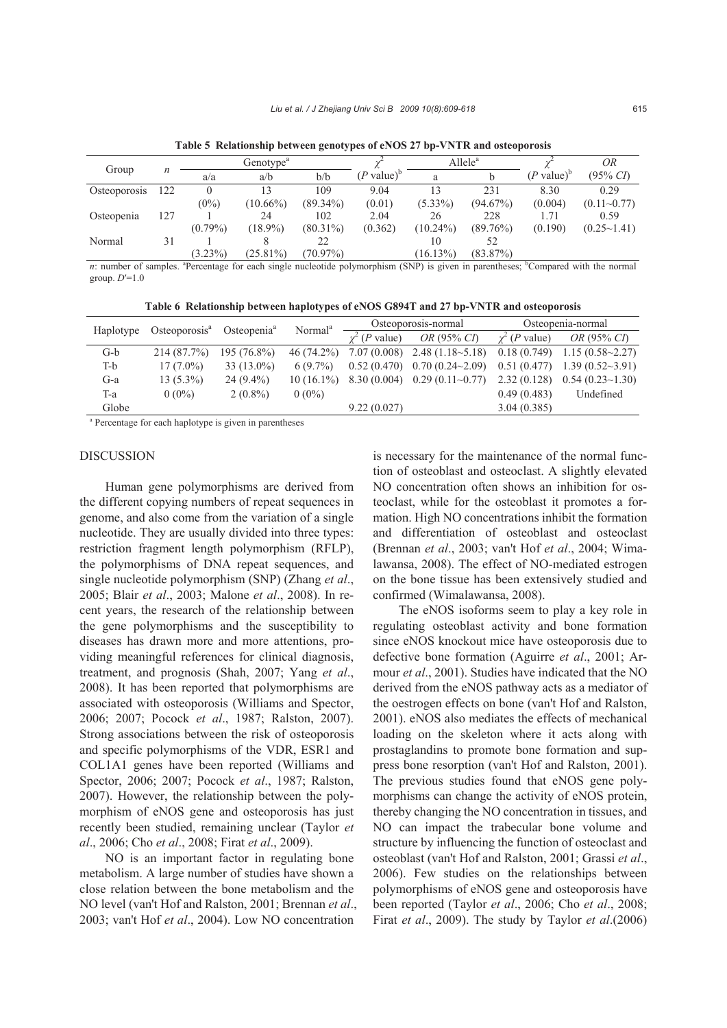**Table 5 Relationship between genotypes of eNOS 27 bp-VNTR and osteoporosis**

| Group | $n$ | Genotype[a] | | | $\chi^2$ ($P$ value)[b] | Allele[a] | | $\chi^2$ ($P$ value)[b] | $OR$ (95% $CI$) |
|---|---|---|---|---|---|---|---|---|---|
| | | a/a | a/b | b/b | | a | b | | |
| Osteoporosis | 122 | 0 (0%) | 13 (10.66%) | 109 (89.34%) | 9.04 (0.01) | 13 (5.33%) | 231 (94.67%) | 8.30 (0.004) | 0.29 (0.11~0.77) |
| Osteopenia | 127 | 1 (0.79%) | 24 (18.9%) | 102 (80.31%) | 2.04 (0.362) | 26 (10.24%) | 228 (89.76%) | 1.71 (0.190) | 0.59 (0.25~1.41) |
| Normal | 31 | 1 (3.23%) | 8 (25.81%) | 22 (70.97%) | | 10 (16.13%) | 52 (83.87%) | | |

$n$: number of samples. [a]Percentage for each single nucleotide polymorphism (SNP) is given in parentheses; [b]Compared with the normal group. $D'$=1.0

**Table 6 Relationship between haplotypes of eNOS G894T and 27 bp-VNTR and osteoporosis**

| Haplotype | Osteoporosis[a] | Osteopenia[a] | Normal[a] | Osteoporosis-normal | | Osteopenia-normal | |
|---|---|---|---|---|---|---|---|
| | | | | $\chi^2$ ($P$ value) | $OR$ (95% $CI$) | $\chi^2$ ($P$ value) | $OR$ (95% $CI$) |
| G-b | 214 (87.7%) | 195 (76.8%) | 46 (74.2%) | 7.07 (0.008) | 2.48 (1.18~5.18) | 0.18 (0.749) | 1.15 (0.58~2.27) |
| T-b | 17 (7.0%) | 33 (13.0%) | 6 (9.7%) | 0.52 (0.470) | 0.70 (0.24~2.09) | 0.51 (0.477) | 1.39 (0.52~3.91) |
| G-a | 13 (5.3%) | 24 (9.4%) | 10 (16.1%) | 8.30 (0.004) | 0.29 (0.11~0.77) | 2.32 (0.128) | 0.54 (0.23~1.30) |
| T-a | 0 (0%) | 2 (0.8%) | 0 (0%) | | | 0.49 (0.483) | Undefined |
| Globe | | | | 9.22 (0.027) | | 3.04 (0.385) | |

[a] Percentage for each haplotype is given in parentheses

## DISCUSSION

Human gene polymorphisms are derived from the different copying numbers of repeat sequences in genome, and also come from the variation of a single nucleotide. They are usually divided into three types: restriction fragment length polymorphism (RFLP), the polymorphisms of DNA repeat sequences, and single nucleotide polymorphism (SNP) (Zhang *et al*., 2005; Blair *et al*., 2003; Malone *et al*., 2008). In recent years, the research of the relationship between the gene polymorphisms and the susceptibility to diseases has drawn more and more attentions, providing meaningful references for clinical diagnosis, treatment, and prognosis (Shah, 2007; Yang *et al*., 2008). It has been reported that polymorphisms are associated with osteoporosis (Williams and Spector, 2006; 2007; Pocock *et al*., 1987; Ralston, 2007). Strong associations between the risk of osteoporosis and specific polymorphisms of the VDR, ESR1 and COL1A1 genes have been reported (Williams and Spector, 2006; 2007; Pocock *et al*., 1987; Ralston, 2007). However, the relationship between the polymorphism of eNOS gene and osteoporosis has just recently been studied, remaining unclear (Taylor *et al*., 2006; Cho *et al*., 2008; Firat *et al*., 2009).

NO is an important factor in regulating bone metabolism. A large number of studies have shown a close relation between the bone metabolism and the NO level (van't Hof and Ralston, 2001; Brennan *et al*., 2003; van't Hof *et al*., 2004). Low NO concentration is necessary for the maintenance of the normal function of osteoblast and osteoclast. A slightly elevated NO concentration often shows an inhibition for osteoclast, while for the osteoblast it promotes a formation. High NO concentrations inhibit the formation and differentiation of osteoblast and osteoclast (Brennan *et al*., 2003; van't Hof *et al*., 2004; Wimalawansa, 2008). The effect of NO-mediated estrogen on the bone tissue has been extensively studied and confirmed (Wimalawansa, 2008).

The eNOS isoforms seem to play a key role in regulating osteoblast activity and bone formation since eNOS knockout mice have osteoporosis due to defective bone formation (Aguirre *et al*., 2001; Armour *et al*., 2001). Studies have indicated that the NO derived from the eNOS pathway acts as a mediator of the oestrogen effects on bone (van't Hof and Ralston, 2001). eNOS also mediates the effects of mechanical loading on the skeleton where it acts along with prostaglandins to promote bone formation and suppress bone resorption (van't Hof and Ralston, 2001). The previous studies found that eNOS gene polymorphisms can change the activity of eNOS protein, thereby changing the NO concentration in tissues, and NO can impact the trabecular bone volume and structure by influencing the function of osteoclast and osteoblast (van't Hof and Ralston, 2001; Grassi *et al*., 2006). Few studies on the relationships between polymorphisms of eNOS gene and osteoporosis have been reported (Taylor *et al*., 2006; Cho *et al*., 2008; Firat *et al*., 2009). The study by Taylor *et al*.(2006)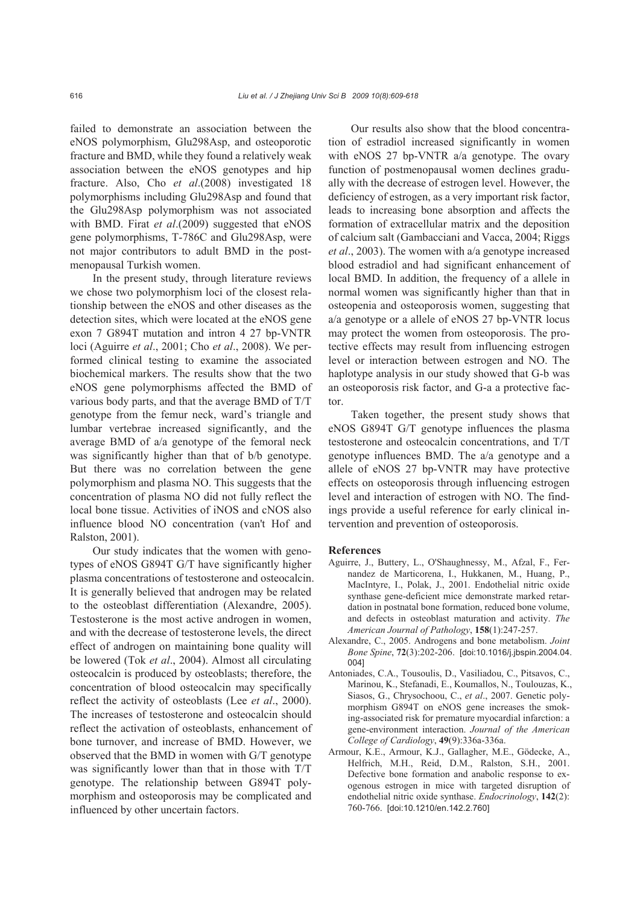failed to demonstrate an association between the eNOS polymorphism, Glu298Asp, and osteoporotic fracture and BMD, while they found a relatively weak association between the eNOS genotypes and hip fracture. Also, Cho *et al*.(2008) investigated 18 polymorphisms including Glu298Asp and found that the Glu298Asp polymorphism was not associated with BMD. Firat *et al*.(2009) suggested that eNOS gene polymorphisms, T-786C and Glu298Asp, were not major contributors to adult BMD in the postmenopausal Turkish women.

In the present study, through literature reviews we chose two polymorphism loci of the closest relationship between the eNOS and other diseases as the detection sites, which were located at the eNOS gene exon 7 G894T mutation and intron 4 27 bp-VNTR loci (Aguirre *et al*., 2001; Cho *et al*., 2008). We performed clinical testing to examine the associated biochemical markers. The results show that the two eNOS gene polymorphisms affected the BMD of various body parts, and that the average BMD of T/T genotype from the femur neck, ward's triangle and lumbar vertebrae increased significantly, and the average BMD of a/a genotype of the femoral neck was significantly higher than that of b/b genotype. But there was no correlation between the gene polymorphism and plasma NO. This suggests that the concentration of plasma NO did not fully reflect the local bone tissue. Activities of iNOS and cNOS also influence blood NO concentration (van't Hof and Ralston, 2001).

Our study indicates that the women with genotypes of eNOS G894T G/T have significantly higher plasma concentrations of testosterone and osteocalcin. It is generally believed that androgen may be related to the osteoblast differentiation (Alexandre, 2005). Testosterone is the most active androgen in women, and with the decrease of testosterone levels, the direct effect of androgen on maintaining bone quality will be lowered (Tok *et al*., 2004). Almost all circulating osteocalcin is produced by osteoblasts; therefore, the concentration of blood osteocalcin may specifically reflect the activity of osteoblasts (Lee *et al*., 2000). The increases of testosterone and osteocalcin should reflect the activation of osteoblasts, enhancement of bone turnover, and increase of BMD. However, we observed that the BMD in women with G/T genotype was significantly lower than that in those with T/T genotype. The relationship between G894T polymorphism and osteoporosis may be complicated and influenced by other uncertain factors.

Our results also show that the blood concentration of estradiol increased significantly in women with eNOS 27 bp-VNTR a/a genotype. The ovary function of postmenopausal women declines gradually with the decrease of estrogen level. However, the deficiency of estrogen, as a very important risk factor, leads to increasing bone absorption and affects the formation of extracellular matrix and the deposition of calcium salt (Gambacciani and Vacca, 2004; Riggs *et al*., 2003). The women with a/a genotype increased blood estradiol and had significant enhancement of local BMD. In addition, the frequency of a allele in normal women was significantly higher than that in osteopenia and osteoporosis women, suggesting that a/a genotype or a allele of eNOS 27 bp-VNTR locus may protect the women from osteoporosis. The protective effects may result from influencing estrogen level or interaction between estrogen and NO. The haplotype analysis in our study showed that G-b was an osteoporosis risk factor, and G-a a protective factor.

Taken together, the present study shows that eNOS G894T G/T genotype influences the plasma testosterone and osteocalcin concentrations, and T/T genotype influences BMD. The a/a genotype and a allele of eNOS 27 bp-VNTR may have protective effects on osteoporosis through influencing estrogen level and interaction of estrogen with NO. The findings provide a useful reference for early clinical intervention and prevention of osteoporosis.

## References

Aguirre, J., Buttery, L., O'Shaughnessy, M., Afzal, F., Fernandez de Marticorena, I., Hukkanen, M., Huang, P., MacIntyre, I., Polak, J., 2001. Endothelial nitric oxide synthase gene-deficient mice demonstrate marked retardation in postnatal bone formation, reduced bone volume, and defects in osteoblast maturation and activity. *The American Journal of Pathology*, **158**(1):247-257.

Alexandre, C., 2005. Androgens and bone metabolism. *Joint Bone Spine*, **72**(3):202-206. [doi:10.1016/j.jbspin.2004.04.004]

Antoniades, C.A., Tousoulis, D., Vasiliadou, C., Pitsavos, C., Marinou, K., Stefanadi, E., Koumallos, N., Toulouzas, K., Siasos, G., Chrysochoou, C., *et al*., 2007. Genetic polymorphism G894T on eNOS gene increases the smoking-associated risk for premature myocardial infarction: a gene-environment interaction. *Journal of the American College of Cardiology*, **49**(9):336a-336a.

Armour, K.E., Armour, K.J., Gallagher, M.E., Gödecke, A., Helfrich, M.H., Reid, D.M., Ralston, S.H., 2001. Defective bone formation and anabolic response to exogenous estrogen in mice with targeted disruption of endothelial nitric oxide synthase. *Endocrinology*, **142**(2):760-766. [doi:10.1210/en.142.2.760]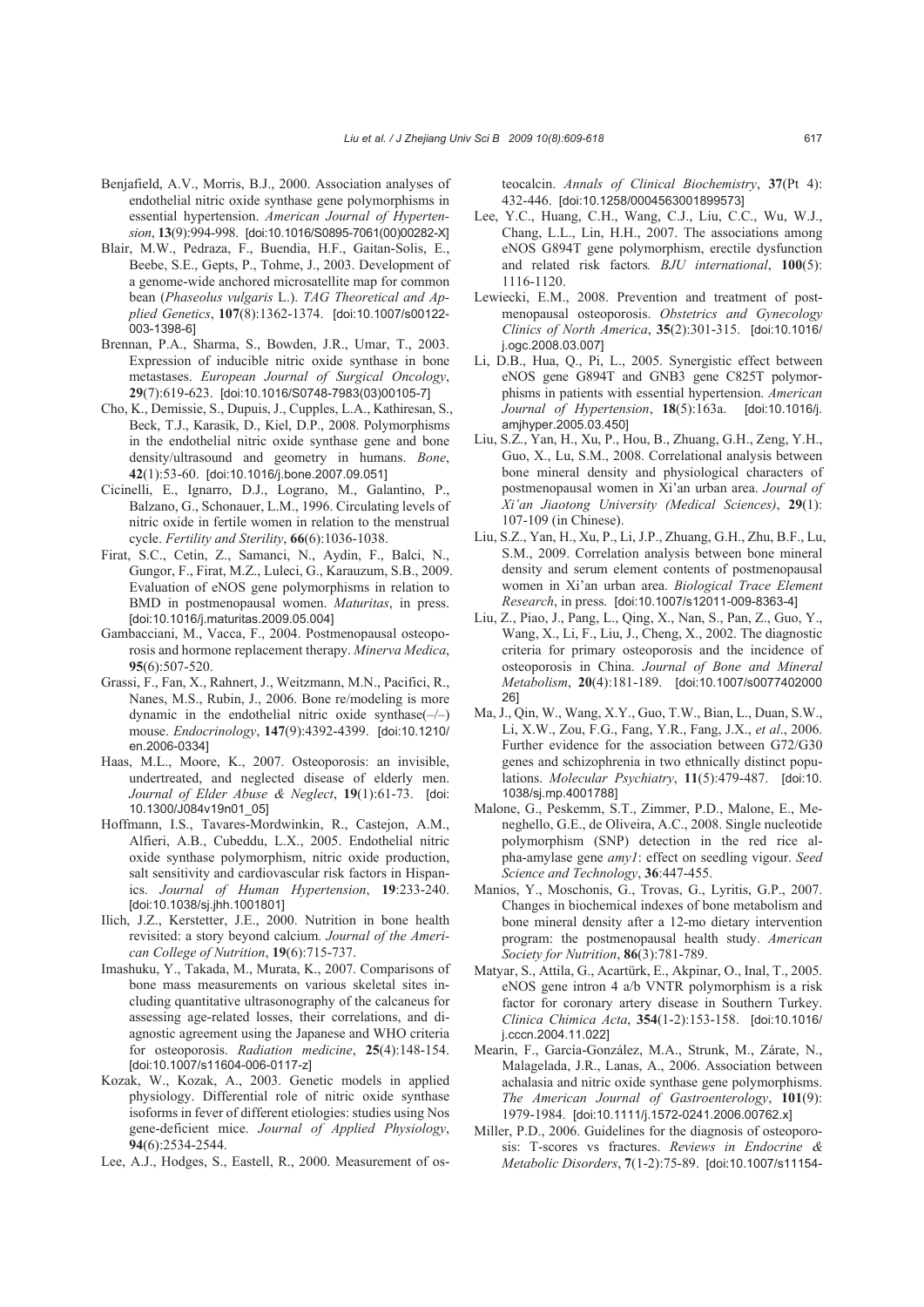Benjafield, A.V., Morris, B.J., 2000. Association analyses of endothelial nitric oxide synthase gene polymorphisms in essential hypertension. *American Journal of Hypertension*, **13**(9):994-998. [doi:10.1016/S0895-7061(00)00282-X]

Blair, M.W., Pedraza, F., Buendia, H.F., Gaitan-Solis, E., Beebe, S.E., Gepts, P., Tohme, J., 2003. Development of a genome-wide anchored microsatellite map for common bean (*Phaseolus vulgaris* L.). *TAG Theoretical and Applied Genetics*, **107**(8):1362-1374. [doi:10.1007/s00122-003-1398-6]

Brennan, P.A., Sharma, S., Bowden, J.R., Umar, T., 2003. Expression of inducible nitric oxide synthase in bone metastases. *European Journal of Surgical Oncology*, **29**(7):619-623. [doi:10.1016/S0748-7983(03)00105-7]

Cho, K., Demissie, S., Dupuis, J., Cupples, L.A., Kathiresan, S., Beck, T.J., Karasik, D., Kiel, D.P., 2008. Polymorphisms in the endothelial nitric oxide synthase gene and bone density/ultrasound and geometry in humans. *Bone*, **42**(1):53-60. [doi:10.1016/j.bone.2007.09.051]

Cicinelli, E., Ignarro, D.J., Lograno, M., Galantino, P., Balzano, G., Schonauer, L.M., 1996. Circulating levels of nitric oxide in fertile women in relation to the menstrual cycle. *Fertility and Sterility*, **66**(6):1036-1038.

Firat, S.C., Cetin, Z., Samanci, N., Aydin, F., Balci, N., Gungor, F., Firat, M.Z., Luleci, G., Karauzum, S.B., 2009. Evaluation of eNOS gene polymorphisms in relation to BMD in postmenopausal women. *Maturitas*, in press. [doi:10.1016/j.maturitas.2009.05.004]

Gambacciani, M., Vacca, F., 2004. Postmenopausal osteoporosis and hormone replacement therapy. *Minerva Medica*, **95**(6):507-520.

Grassi, F., Fan, X., Rahnert, J., Weitzmann, M.N., Pacifici, R., Nanes, M.S., Rubin, J., 2006. Bone re/modeling is more dynamic in the endothelial nitric oxide synthase(–/–) mouse. *Endocrinology*, **147**(9):4392-4399. [doi:10.1210/en.2006-0334]

Haas, M.L., Moore, K., 2007. Osteoporosis: an invisible, undertreated, and neglected disease of elderly men. *Journal of Elder Abuse & Neglect*, **19**(1):61-73. [doi:10.1300/J084v19n01_05]

Hoffmann, I.S., Tavares-Mordwinkin, R., Castejon, A.M., Alfieri, A.B., Cubeddu, L.X., 2005. Endothelial nitric oxide synthase polymorphism, nitric oxide production, salt sensitivity and cardiovascular risk factors in Hispanics. *Journal of Human Hypertension*, **19**:233-240. [doi:10.1038/sj.jhh.1001801]

Ilich, J.Z., Kerstetter, J.E., 2000. Nutrition in bone health revisited: a story beyond calcium. *Journal of the American College of Nutrition*, **19**(6):715-737.

Imashuku, Y., Takada, M., Murata, K., 2007. Comparisons of bone mass measurements on various skeletal sites including quantitative ultrasonography of the calcaneus for assessing age-related losses, their correlations, and diagnostic agreement using the Japanese and WHO criteria for osteoporosis. *Radiation medicine*, **25**(4):148-154. [doi:10.1007/s11604-006-0117-z]

Kozak, W., Kozak, A., 2003. Genetic models in applied physiology. Differential role of nitric oxide synthase isoforms in fever of different etiologies: studies using Nos gene-deficient mice. *Journal of Applied Physiology*, **94**(6):2534-2544.

Lee, A.J., Hodges, S., Eastell, R., 2000. Measurement of osteocalcin. *Annals of Clinical Biochemistry*, **37**(Pt 4): 432-446. [doi:10.1258/0004563001899573]

Lee, Y.C., Huang, C.H., Wang, C.J., Liu, C.C., Wu, W.J., Chang, L.L., Lin, H.H., 2007. The associations among eNOS G894T gene polymorphism, erectile dysfunction and related risk factors*. BJU international*, **100**(5): 1116-1120.

Lewiecki, E.M., 2008. Prevention and treatment of postmenopausal osteoporosis. *Obstetrics and Gynecology Clinics of North America*, **35**(2):301-315. [doi:10.1016/j.ogc.2008.03.007]

Li, D.B., Hua, Q., Pi, L., 2005. Synergistic effect between eNOS gene G894T and GNB3 gene C825T polymorphisms in patients with essential hypertension. *American Journal of Hypertension*, **18**(5):163a. [doi:10.1016/j.amjhyper.2005.03.450]

Liu, S.Z., Yan, H., Xu, P., Hou, B., Zhuang, G.H., Zeng, Y.H., Guo, X., Lu, S.M., 2008. Correlational analysis between bone mineral density and physiological characters of postmenopausal women in Xi'an urban area. *Journal of Xi'an Jiaotong University (Medical Sciences)*, **29**(1): 107-109 (in Chinese).

Liu, S.Z., Yan, H., Xu, P., Li, J.P., Zhuang, G.H., Zhu, B.F., Lu, S.M., 2009. Correlation analysis between bone mineral density and serum element contents of postmenopausal women in Xi'an urban area. *Biological Trace Element Research*, in press. [doi:10.1007/s12011-009-8363-4]

Liu, Z., Piao, J., Pang, L., Qing, X., Nan, S., Pan, Z., Guo, Y., Wang, X., Li, F., Liu, J., Cheng, X., 2002. The diagnostic criteria for primary osteoporosis and the incidence of osteoporosis in China. *Journal of Bone and Mineral Metabolism*, **20**(4):181-189. [doi:10.1007/s007740200026]

Ma, J., Qin, W., Wang, X.Y., Guo, T.W., Bian, L., Duan, S.W., Li, X.W., Zou, F.G., Fang, Y.R., Fang, J.X., *et al*., 2006. Further evidence for the association between G72/G30 genes and schizophrenia in two ethnically distinct populations. *Molecular Psychiatry*, **11**(5):479-487. [doi:10.1038/sj.mp.4001788]

Malone, G., Peskemm, S.T., Zimmer, P.D., Malone, E., Meneghello, G.E., de Oliveira, A.C., 2008. Single nucleotide polymorphism (SNP) detection in the red rice alpha-amylase gene *amy1*: effect on seedling vigour. *Seed Science and Technology*, **36**:447-455.

Manios, Y., Moschonis, G., Trovas, G., Lyritis, G.P., 2007. Changes in biochemical indexes of bone metabolism and bone mineral density after a 12-mo dietary intervention program: the postmenopausal health study. *American Society for Nutrition*, **86**(3):781-789.

Matyar, S., Attila, G., Acartürk, E., Akpinar, O., Inal, T., 2005. eNOS gene intron 4 a/b VNTR polymorphism is a risk factor for coronary artery disease in Southern Turkey. *Clinica Chimica Acta*, **354**(1-2):153-158. [doi:10.1016/j.cccn.2004.11.022]

Mearin, F., García-González, M.A., Strunk, M., Zárate, N., Malagelada, J.R., Lanas, A., 2006. Association between achalasia and nitric oxide synthase gene polymorphisms. *The American Journal of Gastroenterology*, **101**(9): 1979-1984. [doi:10.1111/j.1572-0241.2006.00762.x]

Miller, P.D., 2006. Guidelines for the diagnosis of osteoporosis: T-scores vs fractures. *Reviews in Endocrine & Metabolic Disorders*, **7**(1-2):75-89. [doi:10.1007/s11154-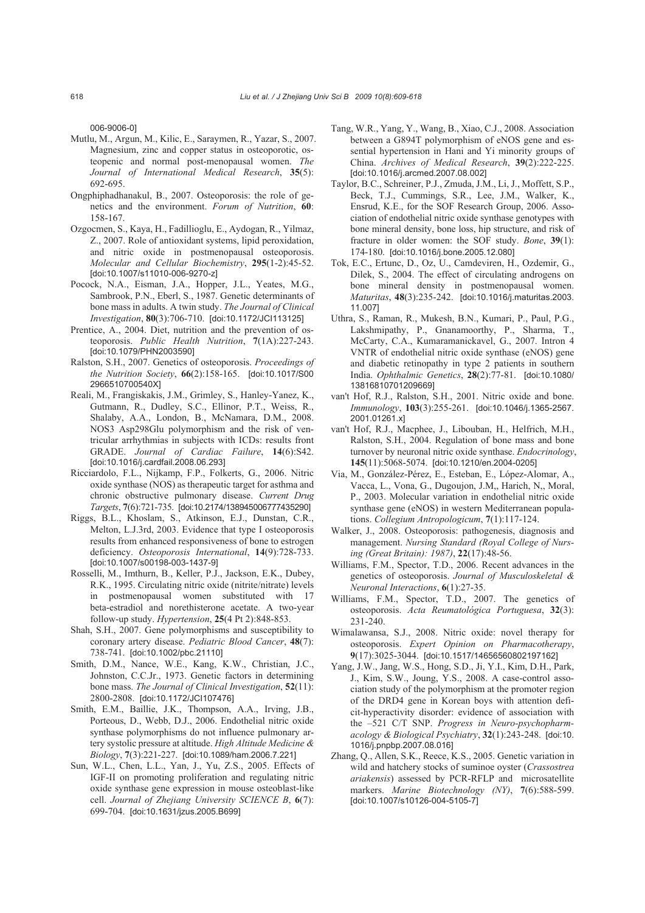006-9006-0]

Mutlu, M., Argun, M., Kilic, E., Saraymen, R., Yazar, S., 2007. Magnesium, zinc and copper status in osteoporotic, osteopenic and normal post-menopausal women. *The Journal of International Medical Research*, **35**(5): 692-695.

Ongphiphadhanakul, B., 2007. Osteoporosis: the role of genetics and the environment. *Forum of Nutrition*, **60**: 158-167.

Ozgocmen, S., Kaya, H., Fadillioglu, E., Aydogan, R., Yilmaz, Z., 2007. Role of antioxidant systems, lipid peroxidation, and nitric oxide in postmenopausal osteoporosis. *Molecular and Cellular Biochemistry*, **295**(1-2):45-52. [doi:10.1007/s11010-006-9270-z]

Pocock, N.A., Eisman, J.A., Hopper, J.L., Yeates, M.G., Sambrook, P.N., Eberl, S., 1987. Genetic determinants of bone mass in adults. A twin study. *The Journal of Clinical Investigation*, **80**(3):706-710. [doi:10.1172/JCI113125]

Prentice, A., 2004. Diet, nutrition and the prevention of osteoporosis. *Public Health Nutrition*, **7**(1A):227-243. [doi:10.1079/PHN2003590]

Ralston, S.H., 2007. Genetics of osteoporosis. *Proceedings of the Nutrition Society*, **66**(2):158-165. [doi:10.1017/S0029665107005 40X]

Reali, M., Frangiskakis, J.M., Grimley, S., Hanley-Yanez, K., Gutmann, R., Dudley, S.C., Ellinor, P.T., Weiss, R., Shalaby, A.A., London, B., McNamara, D.M., 2008. NOS3 Asp298Glu polymorphism and the risk of ventricular arrhythmias in subjects with ICDs: results front GRADE. *Journal of Cardiac Failure*, **14**(6):S42. [doi:10.1016/j.cardfail.2008.06.293]

Ricciardolo, F.L., Nijkamp, F.P., Folkerts, G., 2006. Nitric oxide synthase (NOS) as therapeutic target for asthma and chronic obstructive pulmonary disease. *Current Drug Targets*, **7**(6):721-735. [doi:10.2174/138945006777435290]

Riggs, B.L., Khoslam, S., Atkinson, E.J., Dunstan, C.R., Melton, L.J.3rd, 2003. Evidence that type I osteoporosis results from enhanced responsiveness of bone to estrogen deficiency. *Osteoporosis International*, **14**(9):728-733. [doi:10.1007/s00198-003-1437-9]

Rosselli, M., Imthurn, B., Keller, P.J., Jackson, E.K., Dubey, R.K., 1995. Circulating nitric oxide (nitrite/nitrate) levels in postmenopausal women substituted with 17 beta-estradiol and norethisterone acetate. A two-year follow-up study. *Hypertension*, **25**(4 Pt 2):848-853.

Shah, S.H., 2007. Gene polymorphisms and susceptibility to coronary artery disease. *Pediatric Blood Cancer*, **48**(7): 738-741. [doi:10.1002/pbc.21110]

Smith, D.M., Nance, W.E., Kang, K.W., Christian, J.C., Johnston, C.C.Jr., 1973. Genetic factors in determining bone mass. *The Journal of Clinical Investigation*, **52**(11): 2800-2808. [doi:10.1172/JCI107476]

Smith, E.M., Baillie, J.K., Thompson, A.A., Irving, J.B., Porteous, D., Webb, D.J., 2006. Endothelial nitric oxide synthase polymorphisms do not influence pulmonary artery systolic pressure at altitude. *High Altitude Medicine & Biology*, **7**(3):221-227. [doi:10.1089/ham.2006.7.221]

Sun, W.L., Chen, L.L., Yan, J., Yu, Z.S., 2005. Effects of IGF-II on promoting proliferation and regulating nitric oxide synthase gene expression in mouse osteoblast-like cell. *Journal of Zhejiang University SCIENCE B*, **6**(7): 699-704. [doi:10.1631/jzus.2005.B699]

Tang, W.R., Yang, Y., Wang, B., Xiao, C.J., 2008. Association between a G894T polymorphism of eNOS gene and essential hypertension in Hani and Yi minority groups of China. *Archives of Medical Research*, **39**(2):222-225. [doi:10.1016/j.arcmed.2007.08.002]

Taylor, B.C., Schreiner, P.J., Zmuda, J.M., Li, J., Moffett, S.P., Beck, T.J., Cummings, S.R., Lee, J.M., Walker, K., Ensrud, K.E., for the SOF Research Group, 2006. Association of endothelial nitric oxide synthase genotypes with bone mineral density, bone loss, hip structure, and risk of fracture in older women: the SOF study. *Bone*, **39**(1): 174-180. [doi:10.1016/j.bone.2005.12.080]

Tok, E.C., Ertunc, D., Oz, U., Camdeviren, H., Ozdemir, G., Dilek, S., 2004. The effect of circulating androgens on bone mineral density in postmenopausal women. *Maturitas*, **48**(3):235-242. [doi:10.1016/j.maturitas.2003.11.007]

Uthra, S., Raman, R., Mukesh, B.N., Kumari, P., Paul, P.G., Lakshmipathy, P., Gnanamoorthy, P., Sharma, T., McCarty, C.A., Kumaramanickavel, G., 2007. Intron 4 VNTR of endothelial nitric oxide synthase (eNOS) gene and diabetic retinopathy in type 2 patients in southern India. *Ophthalmic Genetics*, **28**(2):77-81. [doi:10.1080/13816810701209669]

van't Hof, R.J., Ralston, S.H., 2001. Nitric oxide and bone. *Immunology*, **103**(3):255-261. [doi:10.1046/j.1365-2567.2001.01261.x]

van't Hof, R.J., Macphee, J., Libouban, H., Helfrich, M.H., Ralston, S.H., 2004. Regulation of bone mass and bone turnover by neuronal nitric oxide synthase. *Endocrinology*, **145**(11):5068-5074. [doi:10.1210/en.2004-0205]

Via, M., González-Pérez, E., Esteban, E., López-Alomar, A., Vacca, L., Vona, G., Dugoujon, J.M,, Harich, N,, Moral, P., 2003. Molecular variation in endothelial nitric oxide synthase gene (eNOS) in western Mediterranean populations. *Collegium Antropologicum*, **7**(1):117-124.

Walker, J., 2008. Osteoporosis: pathogenesis, diagnosis and management. *Nursing Standard (Royal College of Nursing (Great Britain): 1987)*, **22**(17):48-56.

Williams, F.M., Spector, T.D., 2006. Recent advances in the genetics of osteoporosis. *Journal of Musculoskeletal & Neuronal Interactions*, **6**(1):27-35.

Williams, F.M., Spector, T.D., 2007. The genetics of osteoporosis. *Acta Reumatológica Portuguesa*, **32**(3): 231-240.

Wimalawansa, S.J., 2008. Nitric oxide: novel therapy for osteoporosis. *Expert Opinion on Pharmacotherapy*, **9**(17):3025-3044. [doi:10.1517/14656560802197162]

Yang, J.W., Jang, W.S., Hong, S.D., Ji, Y.I., Kim, D.H., Park, J., Kim, S.W., Joung, Y.S., 2008. A case-control association study of the polymorphism at the promoter region of the DRD4 gene in Korean boys with attention deficit-hyperactivity disorder: evidence of association with the –521 C/T SNP. *Progress in Neuro-psychopharmacology & Biological Psychiatry*, **32**(1):243-248. [doi:10.1016/j.pnpbp.2007.08.016]

Zhang, Q., Allen, S.K., Reece, K.S., 2005. Genetic variation in wild and hatchery stocks of suminoe oyster (*Crassostrea ariakensis*) assessed by PCR-RFLP and microsatellite markers. *Marine Biotechnology (NY)*, **7**(6):588-599. [doi:10.1007/s10126-004-5105-7]